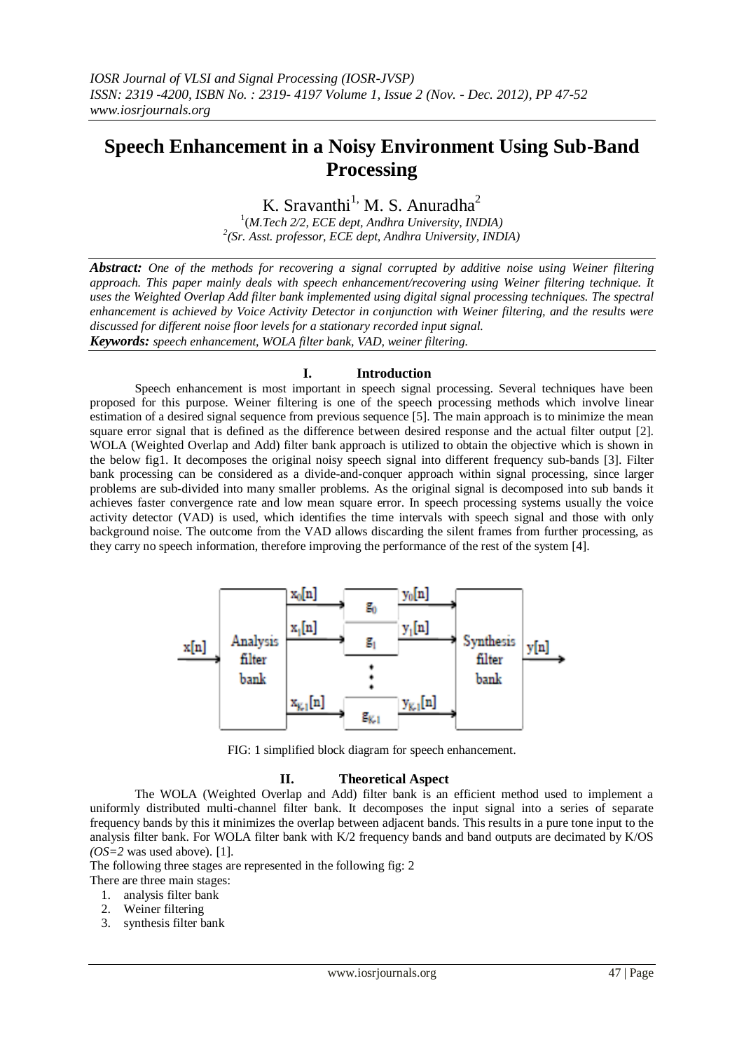# Speech Enhancement in a Noisy Environment Using Sub-Band Processing

K. Sravanthi[1,] M. S. Anuradha[2]

[1](*M.Tech 2/2, ECE dept, Andhra University, INDIA)*

[2]*(Sr. Asst. professor, ECE dept, Andhra University, INDIA)*

***Abstract:*** *One of the methods for recovering a signal corrupted by additive noise using Weiner filtering approach. This paper mainly deals with speech enhancement/recovering using Weiner filtering technique. It uses the Weighted Overlap Add filter bank implemented using digital signal processing techniques. The spectral enhancement is achieved by Voice Activity Detector in conjunction with Weiner filtering, and the results were discussed for different noise floor levels for a stationary recorded input signal.*

***Keywords:*** *speech enhancement, WOLA filter bank, VAD, weiner filtering.*

## I. Introduction

Speech enhancement is most important in speech signal processing. Several techniques have been proposed for this purpose. Weiner filtering is one of the speech processing methods which involve linear estimation of a desired signal sequence from previous sequence [5]. The main approach is to minimize the mean square error signal that is defined as the difference between desired response and the actual filter output [2]. WOLA (Weighted Overlap and Add) filter bank approach is utilized to obtain the objective which is shown in the below fig1. It decomposes the original noisy speech signal into different frequency sub-bands [3]. Filter bank processing can be considered as a divide-and-conquer approach within signal processing, since larger problems are sub-divided into many smaller problems. As the original signal is decomposed into sub bands it achieves faster convergence rate and low mean square error. In speech processing systems usually the voice activity detector (VAD) is used, which identifies the time intervals with speech signal and those with only background noise. The outcome from the VAD allows discarding the silent frames from further processing, as they carry no speech information, therefore improving the performance of the rest of the system [4].

FIG: 1 simplified block diagram for speech enhancement.

## II. Theoretical Aspect

The WOLA (Weighted Overlap and Add) filter bank is an efficient method used to implement a uniformly distributed multi-channel filter bank. It decomposes the input signal into a series of separate frequency bands by this it minimizes the overlap between adjacent bands. This results in a pure tone input to the analysis filter bank. For WOLA filter bank with $K/2$ frequency bands and band outputs are decimated by $K/OS$ *(OS=2* was used above). [1].

The following three stages are represented in the following fig: 2

There are three main stages:

1. analysis filter bank
2. Weiner filtering
3. synthesis filter bank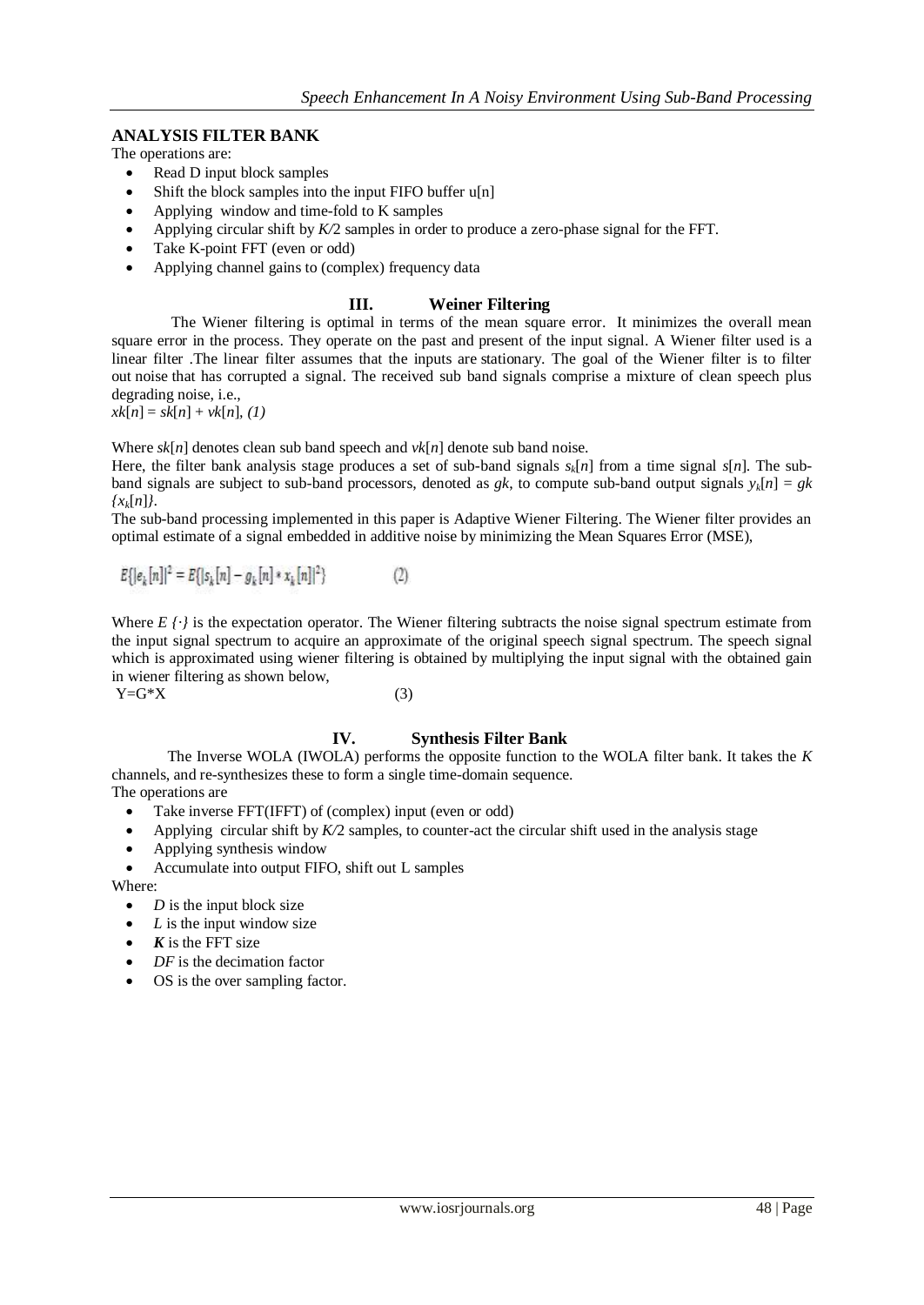**ANALYSIS FILTER BANK**

The operations are:

- Read D input block samples
- Shift the block samples into the input FIFO buffer u[n]
- Applying window and time-fold to K samples
- Applying circular shift by $K/2$ samples in order to produce a zero-phase signal for the FFT.
- Take K-point FFT (even or odd)
- Applying channel gains to (complex) frequency data

## III. Weiner Filtering

The Wiener filtering is optimal in terms of the mean square error. It minimizes the overall mean square error in the process. They operate on the past and present of the input signal. A Wiener filter used is a linear filter .The linear filter assumes that the inputs are stationary. The goal of the Wiener filter is to filter out noise that has corrupted a signal. The received sub band signals comprise a mixture of clean speech plus degrading noise, i.e.,

$xk[n] = sk[n] + vk[n]$, *(1)*

Where $sk[n]$ denotes clean sub band speech and $vk[n]$ denote sub band noise.

Here, the filter bank analysis stage produces a set of sub-band signals $s_k[n]$ from a time signal $s[n]$. The sub-band signals are subject to sub-band processors, denoted as $gk$, to compute sub-band output signals $y_k[n] = gk\{x_k[n]\}$.

The sub-band processing implemented in this paper is Adaptive Wiener Filtering. The Wiener filter provides an optimal estimate of a signal embedded in additive noise by minimizing the Mean Squares Error (MSE),

$$E\{|e_k[n]|^2 = E\{|s_k[n] - g_k[n] * x_k[n]|^2\} \qquad (2)$$

Where $E\{\cdot\}$ is the expectation operator. The Wiener filtering subtracts the noise signal spectrum estimate from the input signal spectrum to acquire an approximate of the original speech signal spectrum. The speech signal which is approximated using wiener filtering is obtained by multiplying the input signal with the obtained gain in wiener filtering as shown below,

$$Y=G*X \qquad (3)$$

## IV. Synthesis Filter Bank

The Inverse WOLA (IWOLA) performs the opposite function to the WOLA filter bank. It takes the *K* channels, and re-synthesizes these to form a single time-domain sequence.

The operations are

- Take inverse FFT(IFFT) of (complex) input (even or odd)
- Applying circular shift by $K/2$ samples, to counter-act the circular shift used in the analysis stage
- Applying synthesis window
- Accumulate into output FIFO, shift out L samples

Where:

- *D* is the input block size
- *L* is the input window size
- ***K*** is the FFT size
- *DF* is the decimation factor
- OS is the over sampling factor.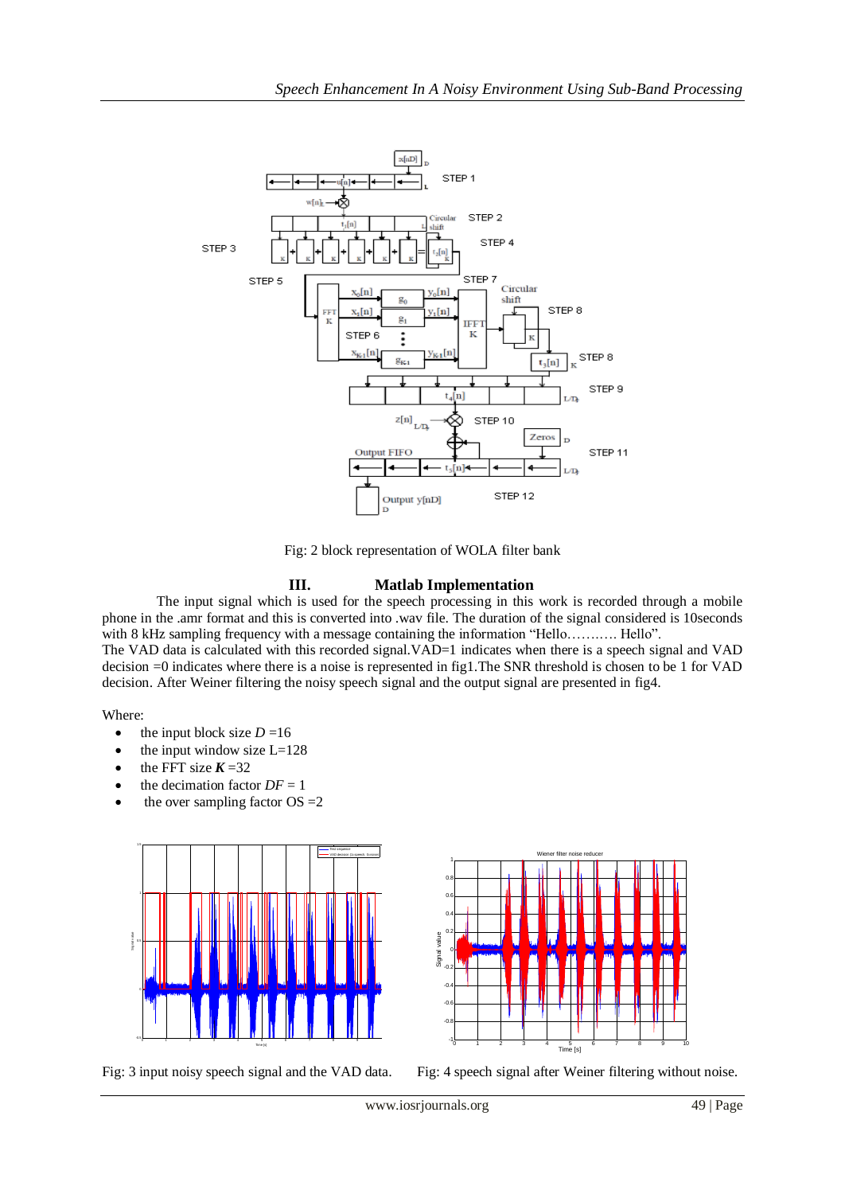Fig: 2 block representation of WOLA filter bank

## III. Matlab Implementation

The input signal which is used for the speech processing in this work is recorded through a mobile phone in the .amr format and this is converted into .wav file. The duration of the signal considered is 10seconds with 8 kHz sampling frequency with a message containing the information "Hello……..… Hello".

The VAD data is calculated with this recorded signal.VAD=1 indicates when there is a speech signal and VAD decision =0 indicates where there is a noise is represented in fig1.The SNR threshold is chosen to be 1 for VAD decision. After Weiner filtering the noisy speech signal and the output signal are presented in fig4.

Where:

- the input block size $D$ =16
- the input window size L=128
- the FFT size $\boldsymbol{K}$ =32
- the decimation factor $DF$ = 1
- the over sampling factor OS =2

Fig: 3 input noisy speech signal and the VAD data.

Fig: 4 speech signal after Weiner filtering without noise.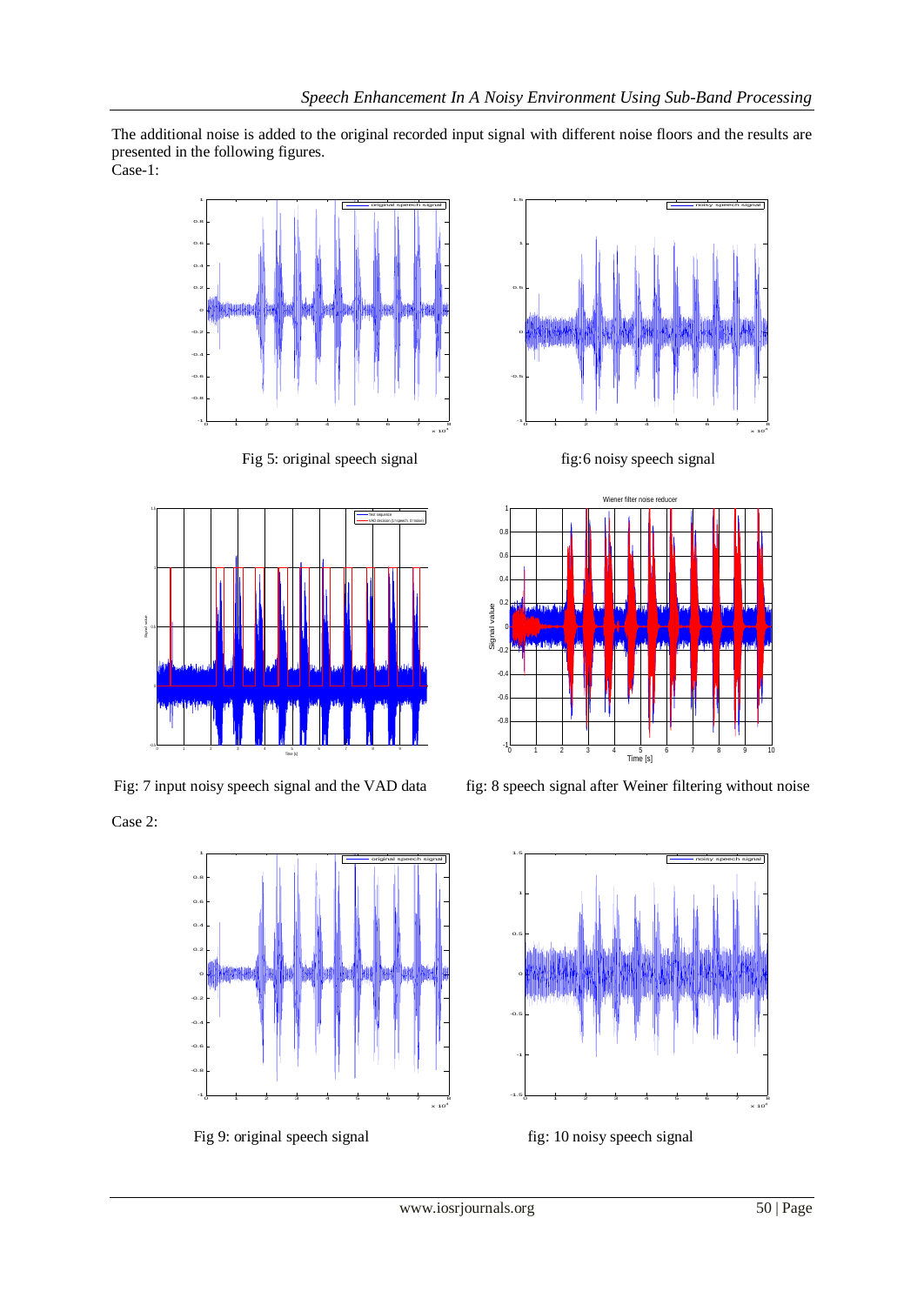The additional noise is added to the original recorded input signal with different noise floors and the results are presented in the following figures.

Case-1:

Fig 5: original speech signal

fig:6 noisy speech signal

Fig: 7 input noisy speech signal and the VAD data

fig: 8 speech signal after Weiner filtering without noise

Case 2:

Fig 9: original speech signal

fig: 10 noisy speech signal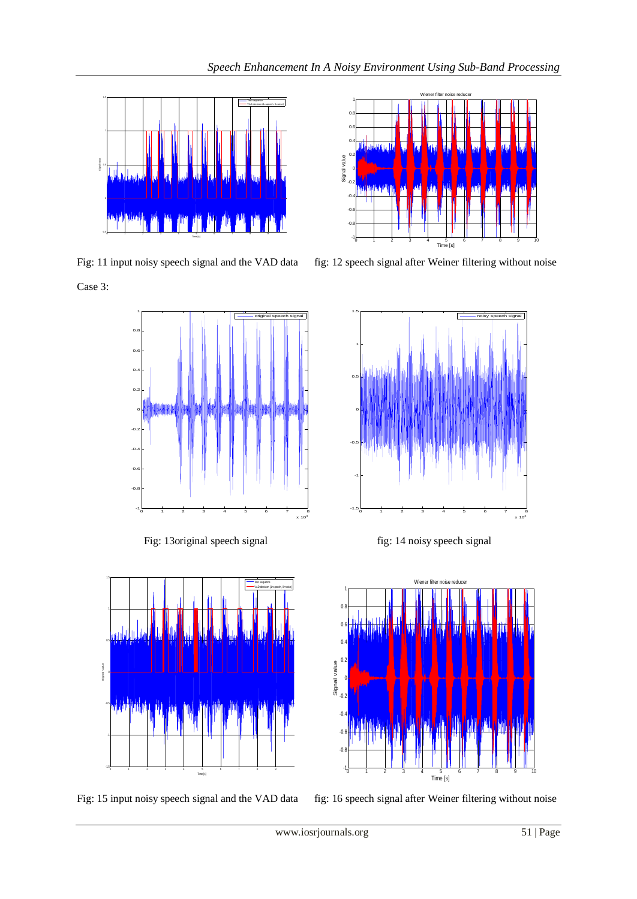Fig: 11 input noisy speech signal and the VAD data

fig: 12 speech signal after Weiner filtering without noise

Case 3:

Fig: 13original speech signal

fig: 14 noisy speech signal

Fig: 15 input noisy speech signal and the VAD data

fig: 16 speech signal after Weiner filtering without noise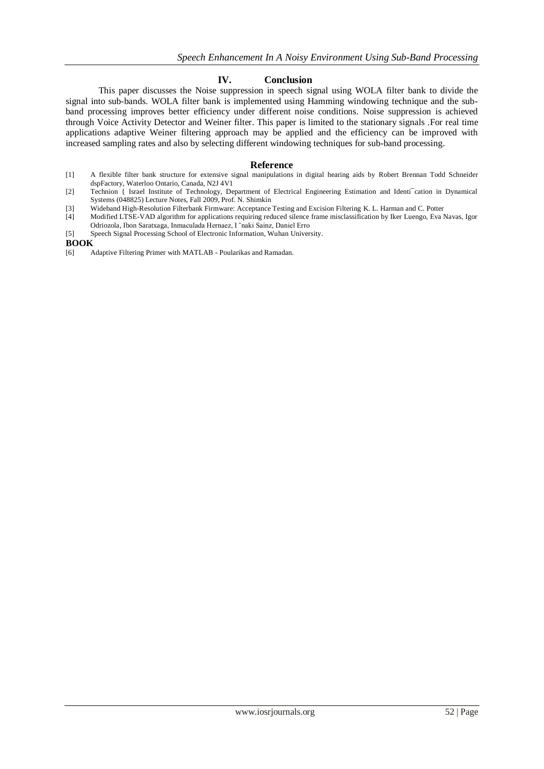## IV. Conclusion

This paper discusses the Noise suppression in speech signal using WOLA filter bank to divide the signal into sub-bands. WOLA filter bank is implemented using Hamming windowing technique and the sub-band processing improves better efficiency under different noise conditions. Noise suppression is achieved through Voice Activity Detector and Weiner filter. This paper is limited to the stationary signals .For real time applications adaptive Weiner filtering approach may be applied and the efficiency can be improved with increased sampling rates and also by selecting different windowing techniques for sub-band processing.

## Reference

[1] A flexible filter bank structure for extensive signal manipulations in digital hearing aids by Robert Brennan Todd Schneider dspFactory, Waterloo Ontario, Canada, N2J 4V1

[2] Technion { Israel Institute of Technology, Department of Electrical Engineering Estimation and Identi¯cation in Dynamical Systems (048825) Lecture Notes, Fall 2009, Prof. N. Shimkin

[3] Wideband High-Resolution Filterbank Firmware: Acceptance Testing and Excision Filtering K. L. Harman and C. Potter

[4] Modified LTSE-VAD algorithm for applications requiring reduced silence frame misclassification by Iker Luengo, Eva Navas, Igor Odriozola, Ibon Saratxaga, Inmaculada Hernaez, I ˜naki Sainz, Daniel Erro

[5] Speech Signal Processing School of Electronic Information, Wuhan University.

**BOOK**

[6] Adaptive Filtering Primer with MATLAB - Poularikas and Ramadan.